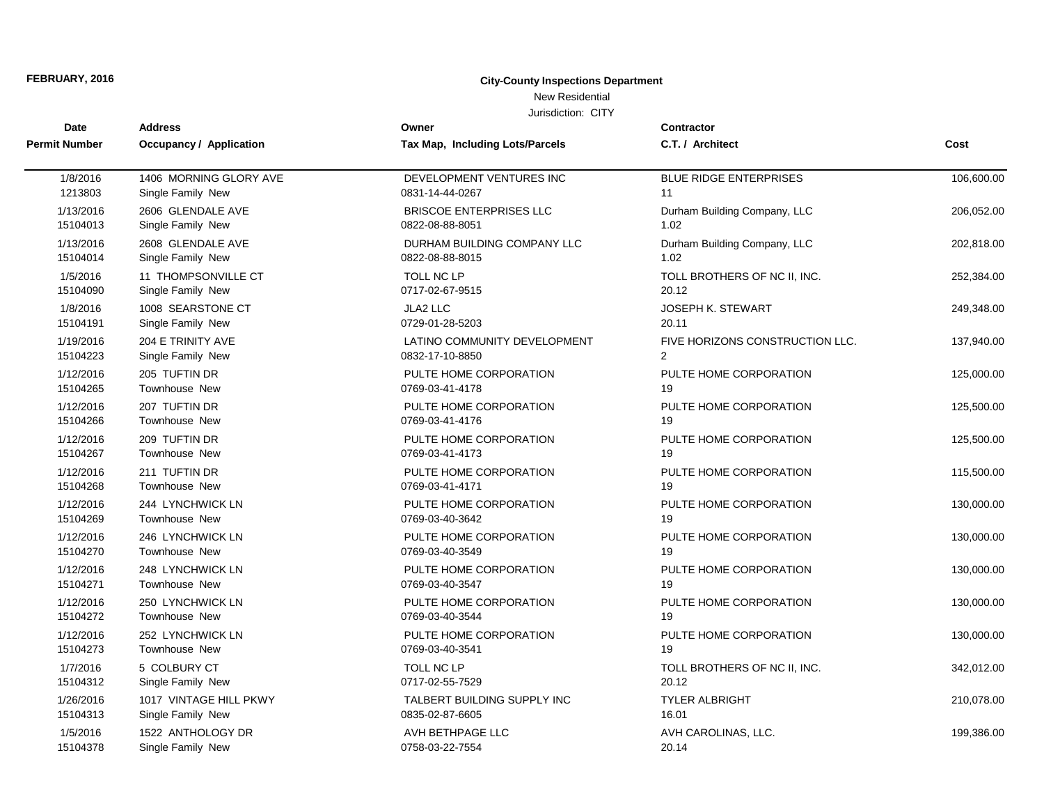**FEBRUARY, 2016**

**City-County Inspections Department**

New Residential

Jurisdiction: CITY

| Date<br>Permit Number | Address<br>Occupancy / Application | Owner<br>Tax Map, Including Lots/Parcels | Contractor<br>C.T. / Architect | Cost |
|---|---|---|---|---|
| 1/8/2016<br>1213803 | 1406 MORNING GLORY AVE<br>Single Family New | DEVELOPMENT VENTURES INC<br>0831-14-44-0267 | BLUE RIDGE ENTERPRISES<br>11 | 106,600.00 |
| 1/13/2016<br>15104013 | 2606 GLENDALE AVE<br>Single Family New | BRISCOE ENTERPRISES LLC<br>0822-08-88-8051 | Durham Building Company, LLC<br>1.02 | 206,052.00 |
| 1/13/2016<br>15104014 | 2608 GLENDALE AVE<br>Single Family New | DURHAM BUILDING COMPANY LLC<br>0822-08-88-8015 | Durham Building Company, LLC<br>1.02 | 202,818.00 |
| 1/5/2016<br>15104090 | 11 THOMPSONVILLE CT<br>Single Family New | TOLL NC LP<br>0717-02-67-9515 | TOLL BROTHERS OF NC II, INC.<br>20.12 | 252,384.00 |
| 1/8/2016<br>15104191 | 1008 SEARSTONE CT<br>Single Family New | JLA2 LLC<br>0729-01-28-5203 | JOSEPH K. STEWART<br>20.11 | 249,348.00 |
| 1/19/2016<br>15104223 | 204 E TRINITY AVE<br>Single Family New | LATINO COMMUNITY DEVELOPMENT<br>0832-17-10-8850 | FIVE HORIZONS CONSTRUCTION LLC.<br>2 | 137,940.00 |
| 1/12/2016<br>15104265 | 205 TUFTIN DR<br>Townhouse New | PULTE HOME CORPORATION<br>0769-03-41-4178 | PULTE HOME CORPORATION<br>19 | 125,000.00 |
| 1/12/2016<br>15104266 | 207 TUFTIN DR<br>Townhouse New | PULTE HOME CORPORATION<br>0769-03-41-4176 | PULTE HOME CORPORATION<br>19 | 125,500.00 |
| 1/12/2016<br>15104267 | 209 TUFTIN DR<br>Townhouse New | PULTE HOME CORPORATION<br>0769-03-41-4173 | PULTE HOME CORPORATION<br>19 | 125,500.00 |
| 1/12/2016<br>15104268 | 211 TUFTIN DR<br>Townhouse New | PULTE HOME CORPORATION<br>0769-03-41-4171 | PULTE HOME CORPORATION<br>19 | 115,500.00 |
| 1/12/2016<br>15104269 | 244 LYNCHWICK LN<br>Townhouse New | PULTE HOME CORPORATION<br>0769-03-40-3642 | PULTE HOME CORPORATION<br>19 | 130,000.00 |
| 1/12/2016<br>15104270 | 246 LYNCHWICK LN<br>Townhouse New | PULTE HOME CORPORATION<br>0769-03-40-3549 | PULTE HOME CORPORATION<br>19 | 130,000.00 |
| 1/12/2016<br>15104271 | 248 LYNCHWICK LN<br>Townhouse New | PULTE HOME CORPORATION<br>0769-03-40-3547 | PULTE HOME CORPORATION<br>19 | 130,000.00 |
| 1/12/2016<br>15104272 | 250 LYNCHWICK LN<br>Townhouse New | PULTE HOME CORPORATION<br>0769-03-40-3544 | PULTE HOME CORPORATION<br>19 | 130,000.00 |
| 1/12/2016<br>15104273 | 252 LYNCHWICK LN<br>Townhouse New | PULTE HOME CORPORATION<br>0769-03-40-3541 | PULTE HOME CORPORATION<br>19 | 130,000.00 |
| 1/7/2016<br>15104312 | 5 COLBURY CT<br>Single Family New | TOLL NC LP<br>0717-02-55-7529 | TOLL BROTHERS OF NC II, INC.<br>20.12 | 342,012.00 |
| 1/26/2016<br>15104313 | 1017 VINTAGE HILL PKWY<br>Single Family New | TALBERT BUILDING SUPPLY INC<br>0835-02-87-6605 | TYLER ALBRIGHT<br>16.01 | 210,078.00 |
| 1/5/2016<br>15104378 | 1522 ANTHOLOGY DR<br>Single Family New | AVH BETHPAGE LLC<br>0758-03-22-7554 | AVH CAROLINAS, LLC.<br>20.14 | 199,386.00 |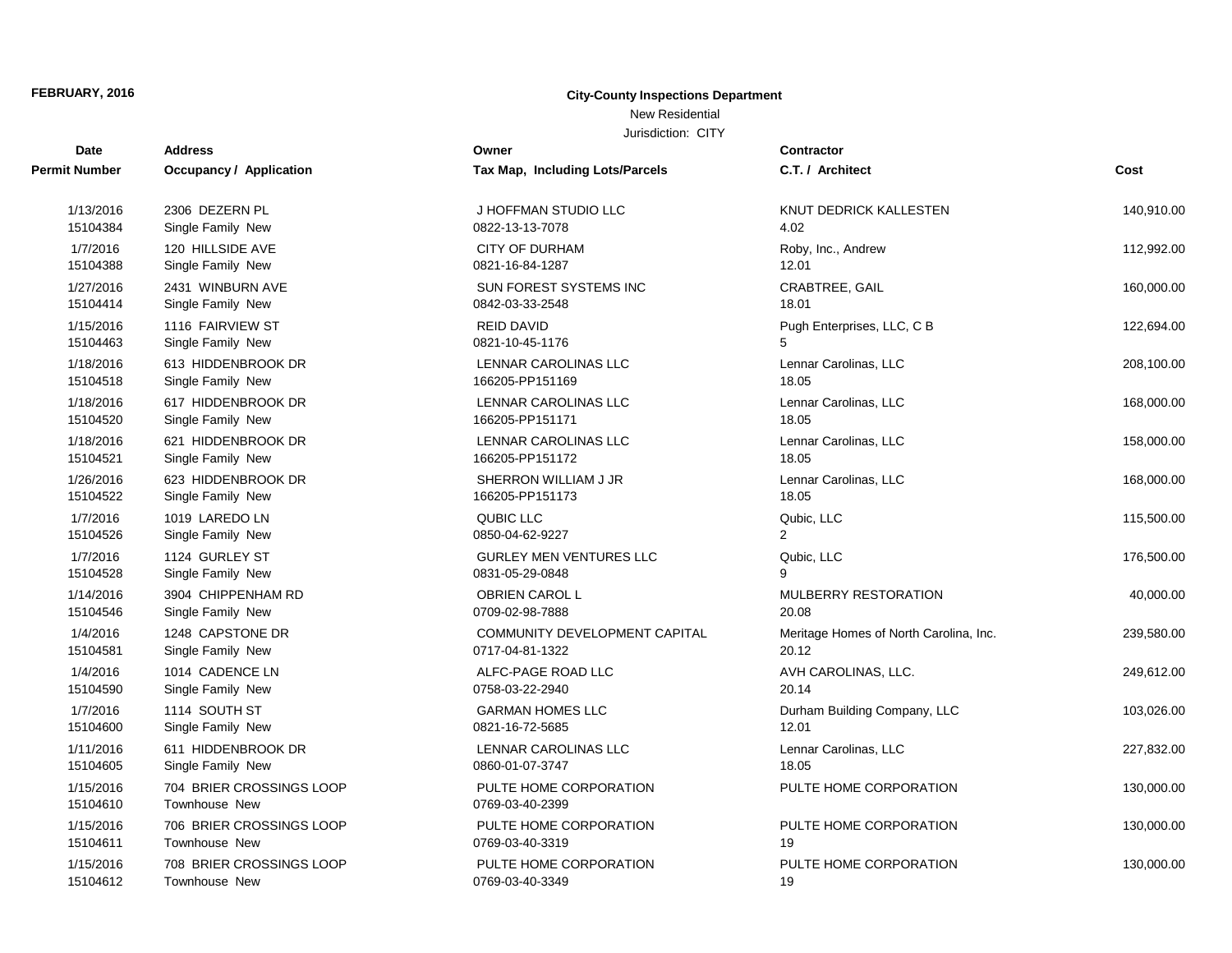**FEBRUARY, 2016**

**City-County Inspections Department**

New Residential

Jurisdiction: CITY

| Date / Permit Number | Address / Occupancy / Application | Owner / Tax Map, Including Lots/Parcels | Contractor / C.T. / Architect | Cost |
|---|---|---|---|---|
| 1/13/2016<br>15104384 | 2306 DEZERN PL<br>Single Family New | J HOFFMAN STUDIO LLC<br>0822-13-13-7078 | KNUT DEDRICK KALLESTEN<br>4.02 | 140,910.00 |
| 1/7/2016<br>15104388 | 120 HILLSIDE AVE<br>Single Family New | CITY OF DURHAM<br>0821-16-84-1287 | Roby, Inc., Andrew<br>12.01 | 112,992.00 |
| 1/27/2016<br>15104414 | 2431 WINBURN AVE<br>Single Family New | SUN FOREST SYSTEMS INC<br>0842-03-33-2548 | CRABTREE, GAIL<br>18.01 | 160,000.00 |
| 1/15/2016<br>15104463 | 1116 FAIRVIEW ST<br>Single Family New | REID DAVID<br>0821-10-45-1176 | Pugh Enterprises, LLC, C B<br>5 | 122,694.00 |
| 1/18/2016<br>15104518 | 613 HIDDENBROOK DR<br>Single Family New | LENNAR CAROLINAS LLC<br>166205-PP151169 | Lennar Carolinas, LLC<br>18.05 | 208,100.00 |
| 1/18/2016<br>15104520 | 617 HIDDENBROOK DR<br>Single Family New | LENNAR CAROLINAS LLC<br>166205-PP151171 | Lennar Carolinas, LLC<br>18.05 | 168,000.00 |
| 1/18/2016<br>15104521 | 621 HIDDENBROOK DR<br>Single Family New | LENNAR CAROLINAS LLC<br>166205-PP151172 | Lennar Carolinas, LLC<br>18.05 | 158,000.00 |
| 1/26/2016<br>15104522 | 623 HIDDENBROOK DR<br>Single Family New | SHERRON WILLIAM J JR<br>166205-PP151173 | Lennar Carolinas, LLC<br>18.05 | 168,000.00 |
| 1/7/2016<br>15104526 | 1019 LAREDO LN<br>Single Family New | QUBIC LLC<br>0850-04-62-9227 | Qubic, LLC<br>2 | 115,500.00 |
| 1/7/2016<br>15104528 | 1124 GURLEY ST<br>Single Family New | GURLEY MEN VENTURES LLC<br>0831-05-29-0848 | Qubic, LLC<br>9 | 176,500.00 |
| 1/14/2016<br>15104546 | 3904 CHIPPENHAM RD<br>Single Family New | OBRIEN CAROL L<br>0709-02-98-7888 | MULBERRY RESTORATION<br>20.08 | 40,000.00 |
| 1/4/2016<br>15104581 | 1248 CAPSTONE DR<br>Single Family New | COMMUNITY DEVELOPMENT CAPITAL<br>0717-04-81-1322 | Meritage Homes of North Carolina, Inc.<br>20.12 | 239,580.00 |
| 1/4/2016<br>15104590 | 1014 CADENCE LN<br>Single Family New | ALFC-PAGE ROAD LLC<br>0758-03-22-2940 | AVH CAROLINAS, LLC.<br>20.14 | 249,612.00 |
| 1/7/2016<br>15104600 | 1114 SOUTH ST<br>Single Family New | GARMAN HOMES LLC<br>0821-16-72-5685 | Durham Building Company, LLC<br>12.01 | 103,026.00 |
| 1/11/2016<br>15104605 | 611 HIDDENBROOK DR<br>Single Family New | LENNAR CAROLINAS LLC<br>0860-01-07-3747 | Lennar Carolinas, LLC<br>18.05 | 227,832.00 |
| 1/15/2016<br>15104610 | 704 BRIER CROSSINGS LOOP<br>Townhouse New | PULTE HOME CORPORATION<br>0769-03-40-2399 | PULTE HOME CORPORATION | 130,000.00 |
| 1/15/2016<br>15104611 | 706 BRIER CROSSINGS LOOP<br>Townhouse New | PULTE HOME CORPORATION<br>0769-03-40-3319 | PULTE HOME CORPORATION<br>19 | 130,000.00 |
| 1/15/2016<br>15104612 | 708 BRIER CROSSINGS LOOP<br>Townhouse New | PULTE HOME CORPORATION<br>0769-03-40-3349 | PULTE HOME CORPORATION<br>19 | 130,000.00 |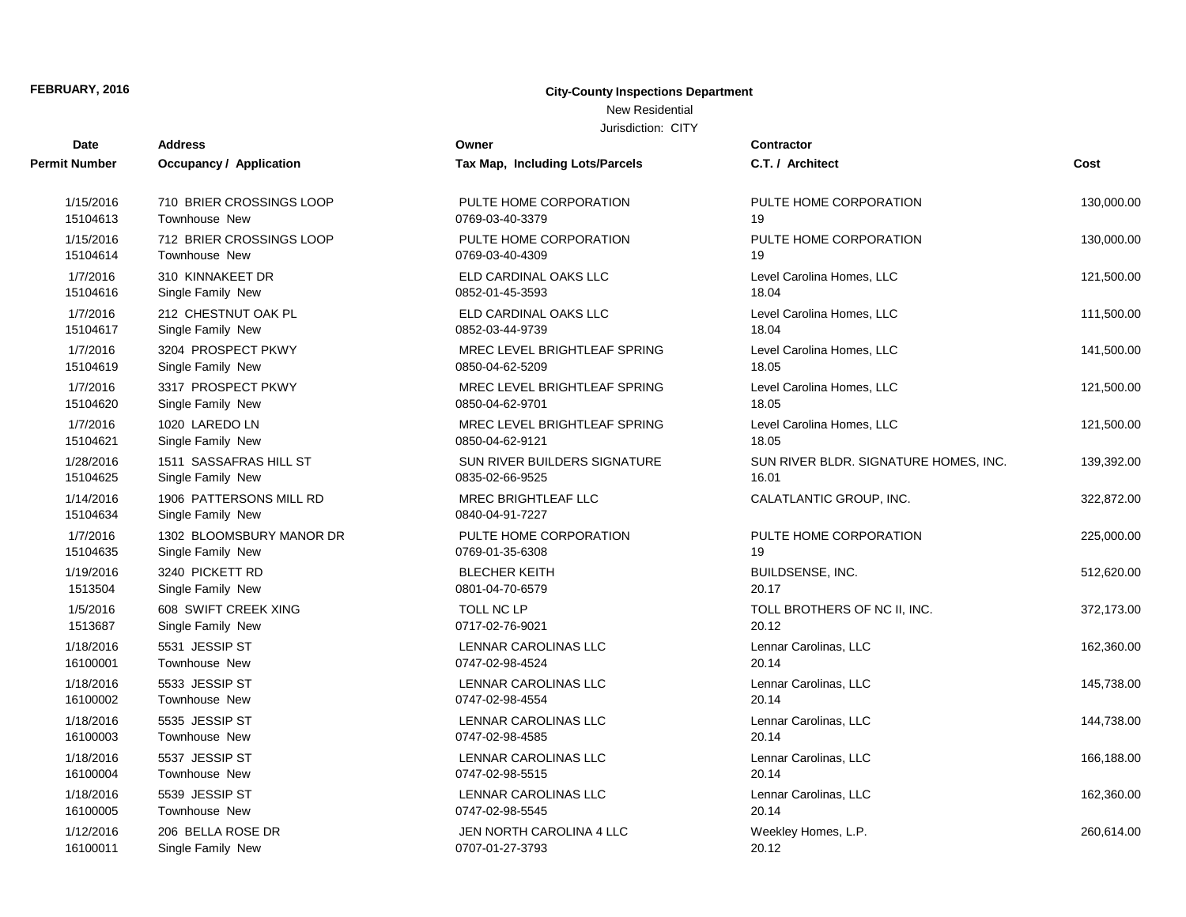FEBRUARY, 2016

**City-County Inspections Department**

New Residential

Jurisdiction: CITY

| Date<br>Permit Number | Address<br>Occupancy / Application | Owner<br>Tax Map, Including Lots/Parcels | Contractor<br>C.T. / Architect | Cost |
|---|---|---|---|---|
| 1/15/2016<br>15104613 | 710 BRIER CROSSINGS LOOP<br>Townhouse New | PULTE HOME CORPORATION<br>0769-03-40-3379 | PULTE HOME CORPORATION<br>19 | 130,000.00 |
| 1/15/2016<br>15104614 | 712 BRIER CROSSINGS LOOP<br>Townhouse New | PULTE HOME CORPORATION<br>0769-03-40-4309 | PULTE HOME CORPORATION<br>19 | 130,000.00 |
| 1/7/2016<br>15104616 | 310 KINNAKEET DR<br>Single Family New | ELD CARDINAL OAKS LLC<br>0852-01-45-3593 | Level Carolina Homes, LLC<br>18.04 | 121,500.00 |
| 1/7/2016<br>15104617 | 212 CHESTNUT OAK PL<br>Single Family New | ELD CARDINAL OAKS LLC<br>0852-03-44-9739 | Level Carolina Homes, LLC<br>18.04 | 111,500.00 |
| 1/7/2016<br>15104619 | 3204 PROSPECT PKWY<br>Single Family New | MREC LEVEL BRIGHTLEAF SPRING<br>0850-04-62-5209 | Level Carolina Homes, LLC<br>18.05 | 141,500.00 |
| 1/7/2016<br>15104620 | 3317 PROSPECT PKWY<br>Single Family New | MREC LEVEL BRIGHTLEAF SPRING<br>0850-04-62-9701 | Level Carolina Homes, LLC<br>18.05 | 121,500.00 |
| 1/7/2016<br>15104621 | 1020 LAREDO LN<br>Single Family New | MREC LEVEL BRIGHTLEAF SPRING<br>0850-04-62-9121 | Level Carolina Homes, LLC<br>18.05 | 121,500.00 |
| 1/28/2016<br>15104625 | 1511 SASSAFRAS HILL ST<br>Single Family New | SUN RIVER BUILDERS SIGNATURE<br>0835-02-66-9525 | SUN RIVER BLDR. SIGNATURE HOMES, INC.<br>16.01 | 139,392.00 |
| 1/14/2016<br>15104634 | 1906 PATTERSONS MILL RD<br>Single Family New | MREC BRIGHTLEAF LLC<br>0840-04-91-7227 | CALATLANTIC GROUP, INC. | 322,872.00 |
| 1/7/2016<br>15104635 | 1302 BLOOMSBURY MANOR DR<br>Single Family New | PULTE HOME CORPORATION<br>0769-01-35-6308 | PULTE HOME CORPORATION<br>19 | 225,000.00 |
| 1/19/2016<br>1513504 | 3240 PICKETT RD<br>Single Family New | BLECHER KEITH<br>0801-04-70-6579 | BUILDSENSE, INC.<br>20.17 | 512,620.00 |
| 1/5/2016<br>1513687 | 608 SWIFT CREEK XING<br>Single Family New | TOLL NC LP<br>0717-02-76-9021 | TOLL BROTHERS OF NC II, INC.<br>20.12 | 372,173.00 |
| 1/18/2016<br>16100001 | 5531 JESSIP ST<br>Townhouse New | LENNAR CAROLINAS LLC<br>0747-02-98-4524 | Lennar Carolinas, LLC<br>20.14 | 162,360.00 |
| 1/18/2016<br>16100002 | 5533 JESSIP ST<br>Townhouse New | LENNAR CAROLINAS LLC<br>0747-02-98-4554 | Lennar Carolinas, LLC<br>20.14 | 145,738.00 |
| 1/18/2016<br>16100003 | 5535 JESSIP ST<br>Townhouse New | LENNAR CAROLINAS LLC<br>0747-02-98-4585 | Lennar Carolinas, LLC<br>20.14 | 144,738.00 |
| 1/18/2016<br>16100004 | 5537 JESSIP ST<br>Townhouse New | LENNAR CAROLINAS LLC<br>0747-02-98-5515 | Lennar Carolinas, LLC<br>20.14 | 166,188.00 |
| 1/18/2016<br>16100005 | 5539 JESSIP ST<br>Townhouse New | LENNAR CAROLINAS LLC<br>0747-02-98-5545 | Lennar Carolinas, LLC<br>20.14 | 162,360.00 |
| 1/12/2016<br>16100011 | 206 BELLA ROSE DR<br>Single Family New | JEN NORTH CAROLINA 4 LLC<br>0707-01-27-3793 | Weekley Homes, L.P.<br>20.12 | 260,614.00 |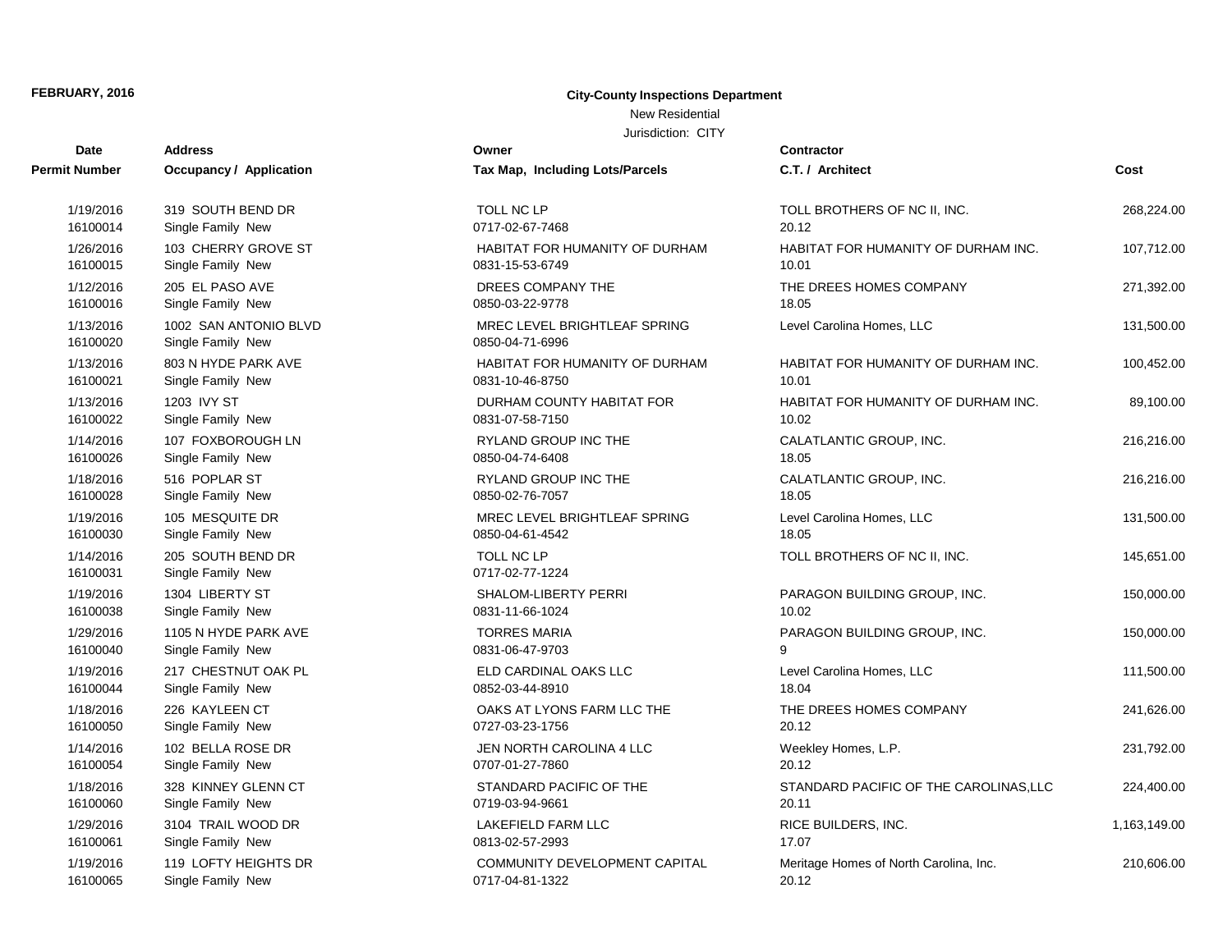**FEBRUARY, 2016**

**City-County Inspections Department**

New Residential

Jurisdiction: CITY

| Date<br>Permit Number | Address<br>Occupancy / Application | Owner<br>Tax Map, Including Lots/Parcels | Contractor<br>C.T. / Architect | Cost |
|---|---|---|---|---|
| 1/19/2016<br>16100014 | 319 SOUTH BEND DR<br>Single Family New | TOLL NC LP<br>0717-02-67-7468 | TOLL BROTHERS OF NC II, INC.<br>20.12 | 268,224.00 |
| 1/26/2016<br>16100015 | 103 CHERRY GROVE ST<br>Single Family New | HABITAT FOR HUMANITY OF DURHAM<br>0831-15-53-6749 | HABITAT FOR HUMANITY OF DURHAM INC.<br>10.01 | 107,712.00 |
| 1/12/2016<br>16100016 | 205 EL PASO AVE<br>Single Family New | DREES COMPANY THE<br>0850-03-22-9778 | THE DREES HOMES COMPANY<br>18.05 | 271,392.00 |
| 1/13/2016<br>16100020 | 1002 SAN ANTONIO BLVD<br>Single Family New | MREC LEVEL BRIGHTLEAF SPRING<br>0850-04-71-6996 | Level Carolina Homes, LLC | 131,500.00 |
| 1/13/2016<br>16100021 | 803 N HYDE PARK AVE<br>Single Family New | HABITAT FOR HUMANITY OF DURHAM<br>0831-10-46-8750 | HABITAT FOR HUMANITY OF DURHAM INC.<br>10.01 | 100,452.00 |
| 1/13/2016<br>16100022 | 1203 IVY ST<br>Single Family New | DURHAM COUNTY HABITAT FOR<br>0831-07-58-7150 | HABITAT FOR HUMANITY OF DURHAM INC.<br>10.02 | 89,100.00 |
| 1/14/2016<br>16100026 | 107 FOXBOROUGH LN<br>Single Family New | RYLAND GROUP INC THE<br>0850-04-74-6408 | CALATLANTIC GROUP, INC.<br>18.05 | 216,216.00 |
| 1/18/2016<br>16100028 | 516 POPLAR ST<br>Single Family New | RYLAND GROUP INC THE<br>0850-02-76-7057 | CALATLANTIC GROUP, INC.<br>18.05 | 216,216.00 |
| 1/19/2016<br>16100030 | 105 MESQUITE DR<br>Single Family New | MREC LEVEL BRIGHTLEAF SPRING<br>0850-04-61-4542 | Level Carolina Homes, LLC<br>18.05 | 131,500.00 |
| 1/14/2016<br>16100031 | 205 SOUTH BEND DR<br>Single Family New | TOLL NC LP<br>0717-02-77-1224 | TOLL BROTHERS OF NC II, INC. | 145,651.00 |
| 1/19/2016<br>16100038 | 1304 LIBERTY ST<br>Single Family New | SHALOM-LIBERTY PERRI<br>0831-11-66-1024 | PARAGON BUILDING GROUP, INC.<br>10.02 | 150,000.00 |
| 1/29/2016<br>16100040 | 1105 N HYDE PARK AVE<br>Single Family New | TORRES MARIA<br>0831-06-47-9703 | PARAGON BUILDING GROUP, INC.<br>9 | 150,000.00 |
| 1/19/2016<br>16100044 | 217 CHESTNUT OAK PL<br>Single Family New | ELD CARDINAL OAKS LLC<br>0852-03-44-8910 | Level Carolina Homes, LLC<br>18.04 | 111,500.00 |
| 1/18/2016<br>16100050 | 226 KAYLEEN CT<br>Single Family New | OAKS AT LYONS FARM LLC THE<br>0727-03-23-1756 | THE DREES HOMES COMPANY<br>20.12 | 241,626.00 |
| 1/14/2016<br>16100054 | 102 BELLA ROSE DR<br>Single Family New | JEN NORTH CAROLINA 4 LLC<br>0707-01-27-7860 | Weekley Homes, L.P.<br>20.12 | 231,792.00 |
| 1/18/2016<br>16100060 | 328 KINNEY GLENN CT<br>Single Family New | STANDARD PACIFIC OF THE<br>0719-03-94-9661 | STANDARD PACIFIC OF THE CAROLINAS,LLC<br>20.11 | 224,400.00 |
| 1/29/2016<br>16100061 | 3104 TRAIL WOOD DR<br>Single Family New | LAKEFIELD FARM LLC<br>0813-02-57-2993 | RICE BUILDERS, INC.<br>17.07 | 1,163,149.00 |
| 1/19/2016<br>16100065 | 119 LOFTY HEIGHTS DR<br>Single Family New | COMMUNITY DEVELOPMENT CAPITAL<br>0717-04-81-1322 | Meritage Homes of North Carolina, Inc.<br>20.12 | 210,606.00 |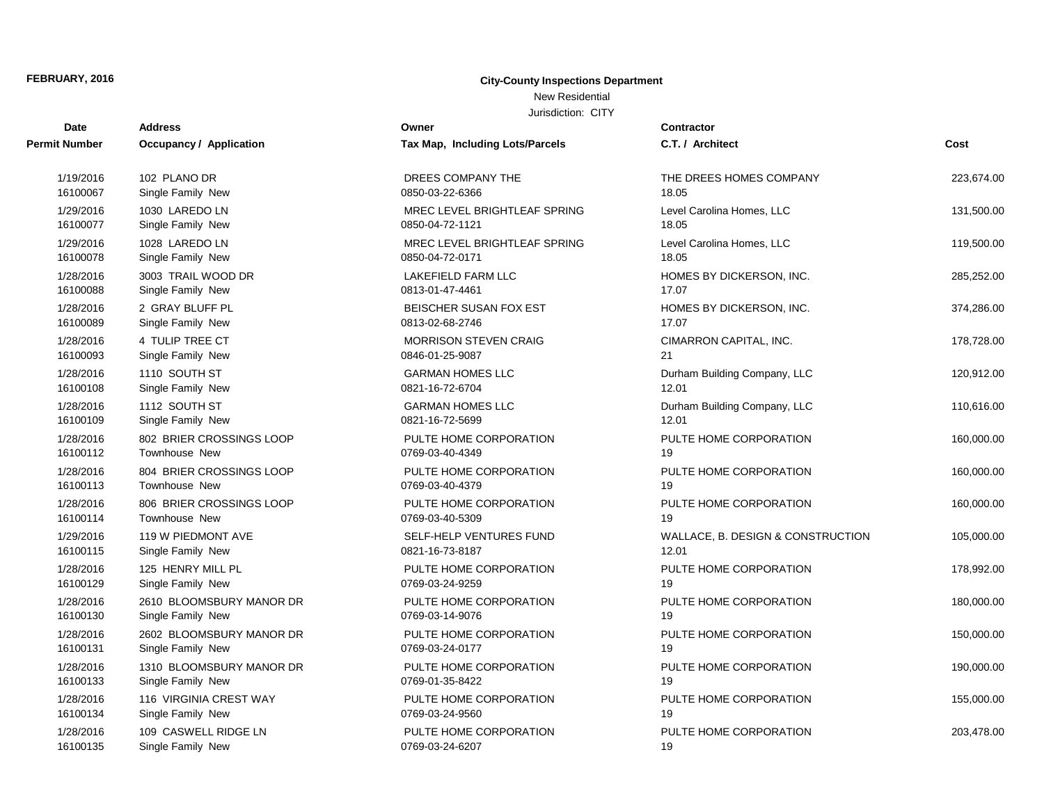FEBRUARY, 2016

**City-County Inspections Department**

New Residential

Jurisdiction: CITY

| Date<br>Permit Number | Address<br>Occupancy / Application | Owner<br>Tax Map, Including Lots/Parcels | Contractor<br>C.T. / Architect | Cost |
|---|---|---|---|---|
| 1/19/2016<br>16100067 | 102 PLANO DR<br>Single Family New | DREES COMPANY THE<br>0850-03-22-6366 | THE DREES HOMES COMPANY<br>18.05 | 223,674.00 |
| 1/29/2016<br>16100077 | 1030 LAREDO LN<br>Single Family New | MREC LEVEL BRIGHTLEAF SPRING<br>0850-04-72-1121 | Level Carolina Homes, LLC<br>18.05 | 131,500.00 |
| 1/29/2016<br>16100078 | 1028 LAREDO LN<br>Single Family New | MREC LEVEL BRIGHTLEAF SPRING<br>0850-04-72-0171 | Level Carolina Homes, LLC<br>18.05 | 119,500.00 |
| 1/28/2016<br>16100088 | 3003 TRAIL WOOD DR<br>Single Family New | LAKEFIELD FARM LLC<br>0813-01-47-4461 | HOMES BY DICKERSON, INC.<br>17.07 | 285,252.00 |
| 1/28/2016<br>16100089 | 2 GRAY BLUFF PL<br>Single Family New | BEISCHER SUSAN FOX EST<br>0813-02-68-2746 | HOMES BY DICKERSON, INC.<br>17.07 | 374,286.00 |
| 1/28/2016<br>16100093 | 4 TULIP TREE CT<br>Single Family New | MORRISON STEVEN CRAIG<br>0846-01-25-9087 | CIMARRON CAPITAL, INC.<br>21 | 178,728.00 |
| 1/28/2016<br>16100108 | 1110 SOUTH ST<br>Single Family New | GARMAN HOMES LLC<br>0821-16-72-6704 | Durham Building Company, LLC<br>12.01 | 120,912.00 |
| 1/28/2016<br>16100109 | 1112 SOUTH ST<br>Single Family New | GARMAN HOMES LLC<br>0821-16-72-5699 | Durham Building Company, LLC<br>12.01 | 110,616.00 |
| 1/28/2016<br>16100112 | 802 BRIER CROSSINGS LOOP<br>Townhouse New | PULTE HOME CORPORATION<br>0769-03-40-4349 | PULTE HOME CORPORATION<br>19 | 160,000.00 |
| 1/28/2016<br>16100113 | 804 BRIER CROSSINGS LOOP<br>Townhouse New | PULTE HOME CORPORATION<br>0769-03-40-4379 | PULTE HOME CORPORATION<br>19 | 160,000.00 |
| 1/28/2016<br>16100114 | 806 BRIER CROSSINGS LOOP<br>Townhouse New | PULTE HOME CORPORATION<br>0769-03-40-5309 | PULTE HOME CORPORATION<br>19 | 160,000.00 |
| 1/29/2016<br>16100115 | 119 W PIEDMONT AVE<br>Single Family New | SELF-HELP VENTURES FUND<br>0821-16-73-8187 | WALLACE, B. DESIGN & CONSTRUCTION<br>12.01 | 105,000.00 |
| 1/28/2016<br>16100129 | 125 HENRY MILL PL<br>Single Family New | PULTE HOME CORPORATION<br>0769-03-24-9259 | PULTE HOME CORPORATION<br>19 | 178,992.00 |
| 1/28/2016<br>16100130 | 2610 BLOOMSBURY MANOR DR<br>Single Family New | PULTE HOME CORPORATION<br>0769-03-14-9076 | PULTE HOME CORPORATION<br>19 | 180,000.00 |
| 1/28/2016<br>16100131 | 2602 BLOOMSBURY MANOR DR<br>Single Family New | PULTE HOME CORPORATION<br>0769-03-24-0177 | PULTE HOME CORPORATION<br>19 | 150,000.00 |
| 1/28/2016<br>16100133 | 1310 BLOOMSBURY MANOR DR<br>Single Family New | PULTE HOME CORPORATION<br>0769-01-35-8422 | PULTE HOME CORPORATION<br>19 | 190,000.00 |
| 1/28/2016<br>16100134 | 116 VIRGINIA CREST WAY<br>Single Family New | PULTE HOME CORPORATION<br>0769-03-24-9560 | PULTE HOME CORPORATION<br>19 | 155,000.00 |
| 1/28/2016<br>16100135 | 109 CASWELL RIDGE LN<br>Single Family New | PULTE HOME CORPORATION<br>0769-03-24-6207 | PULTE HOME CORPORATION<br>19 | 203,478.00 |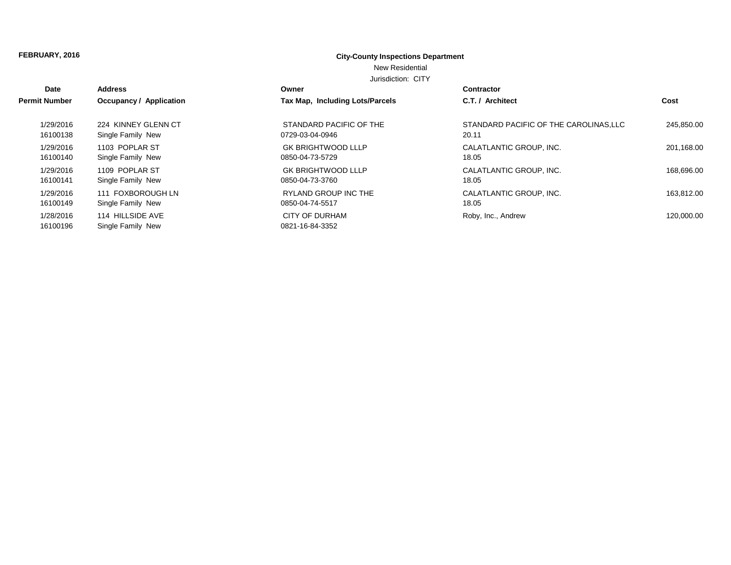**FEBRUARY, 2016**

**City-County Inspections Department**

New Residential

Jurisdiction: CITY

| Date<br>Permit Number | Address<br>Occupancy / Application | Owner<br>Tax Map, Including Lots/Parcels | Contractor<br>C.T. / Architect | Cost |
|---|---|---|---|---|
| 1/29/2016<br>16100138 | 224 KINNEY GLENN CT<br>Single Family New | STANDARD PACIFIC OF THE<br>0729-03-04-0946 | STANDARD PACIFIC OF THE CAROLINAS,LLC<br>20.11 | 245,850.00 |
| 1/29/2016<br>16100140 | 1103 POPLAR ST<br>Single Family New | GK BRIGHTWOOD LLLP<br>0850-04-73-5729 | CALATLANTIC GROUP, INC.<br>18.05 | 201,168.00 |
| 1/29/2016<br>16100141 | 1109 POPLAR ST<br>Single Family New | GK BRIGHTWOOD LLLP<br>0850-04-73-3760 | CALATLANTIC GROUP, INC.<br>18.05 | 168,696.00 |
| 1/29/2016<br>16100149 | 111 FOXBOROUGH LN<br>Single Family New | RYLAND GROUP INC THE<br>0850-04-74-5517 | CALATLANTIC GROUP, INC.<br>18.05 | 163,812.00 |
| 1/28/2016<br>16100196 | 114 HILLSIDE AVE<br>Single Family New | CITY OF DURHAM<br>0821-16-84-3352 | Roby, Inc., Andrew | 120,000.00 |